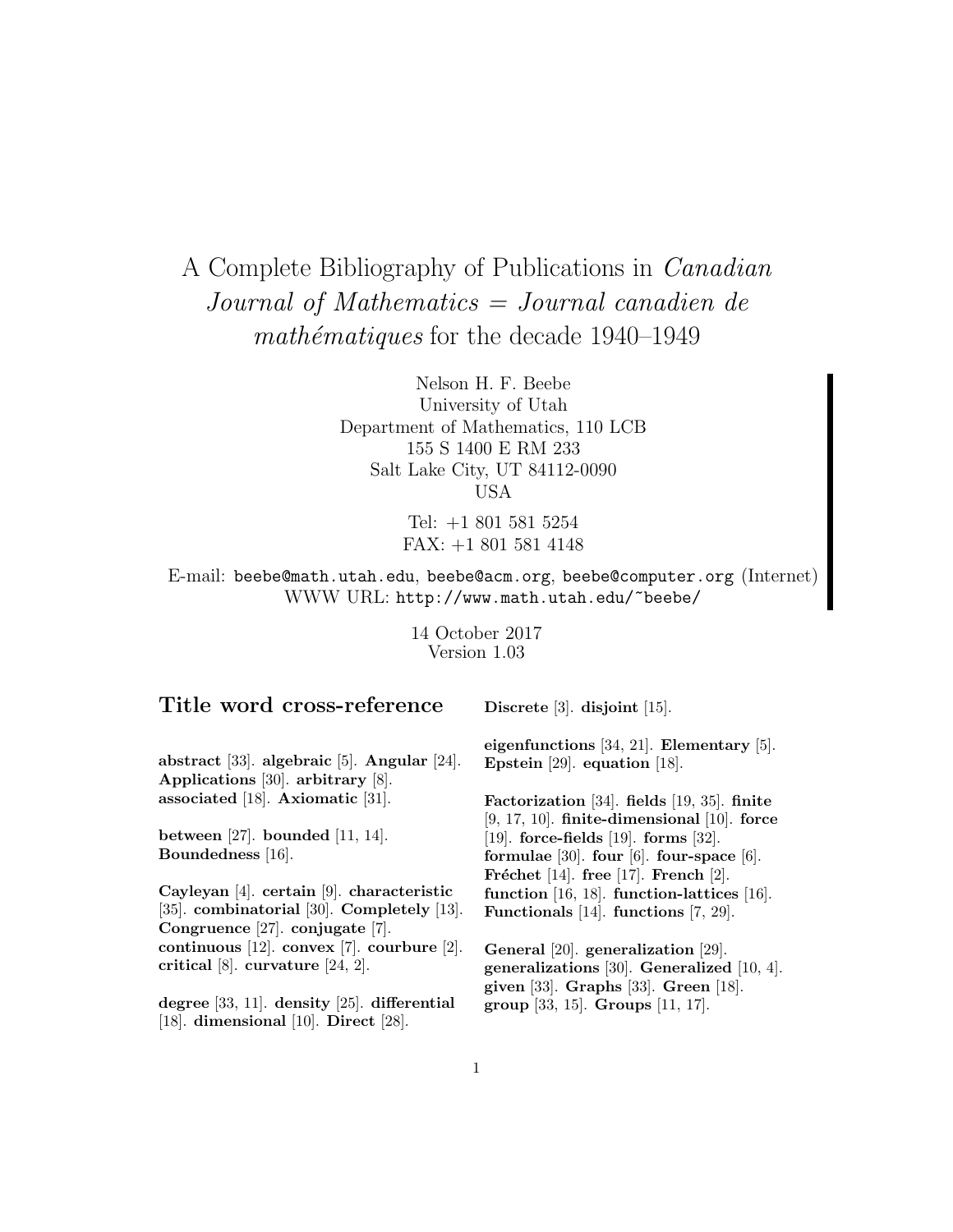# A Complete Bibliography of Publications in *Canadian Journal of Mathematics = Journal canadien de mathématiques* for the decade 1940–1949

Nelson H. F. Beebe
University of Utah
Department of Mathematics, 110 LCB
155 S 1400 E RM 233
Salt Lake City, UT 84112-0090
USA

Tel: +1 801 581 5254
FAX: +1 801 581 4148

E-mail: `beebe@math.utah.edu`, `beebe@acm.org`, `beebe@computer.org` (Internet)
WWW URL: `http://www.math.utah.edu/~beebe/`

14 October 2017
Version 1.03

## Title word cross-reference

**abstract** [33]. **algebraic** [5]. **Angular** [24]. **Applications** [30]. **arbitrary** [8]. **associated** [18]. **Axiomatic** [31].

**between** [27]. **bounded** [11, 14]. **Boundedness** [16].

**Cayleyan** [4]. **certain** [9]. **characteristic** [35]. **combinatorial** [30]. **Completely** [13]. **Congruence** [27]. **conjugate** [7]. **continuous** [12]. **convex** [7]. **courbure** [2]. **critical** [8]. **curvature** [24, 2].

**degree** [33, 11]. **density** [25]. **differential** [18]. **dimensional** [10]. **Direct** [28].

**Discrete** [3]. **disjoint** [15].

**eigenfunctions** [34, 21]. **Elementary** [5]. **Epstein** [29]. **equation** [18].

**Factorization** [34]. **fields** [19, 35]. **finite** [9, 17, 10]. **finite-dimensional** [10]. **force** [19]. **force-fields** [19]. **forms** [32]. **formulae** [30]. **four** [6]. **four-space** [6]. **Fréchet** [14]. **free** [17]. **French** [2]. **function** [16, 18]. **function-lattices** [16]. **Functionals** [14]. **functions** [7, 29].

**General** [20]. **generalization** [29]. **generalizations** [30]. **Generalized** [10, 4]. **given** [33]. **Graphs** [33]. **Green** [18]. **group** [33, 15]. **Groups** [11, 17].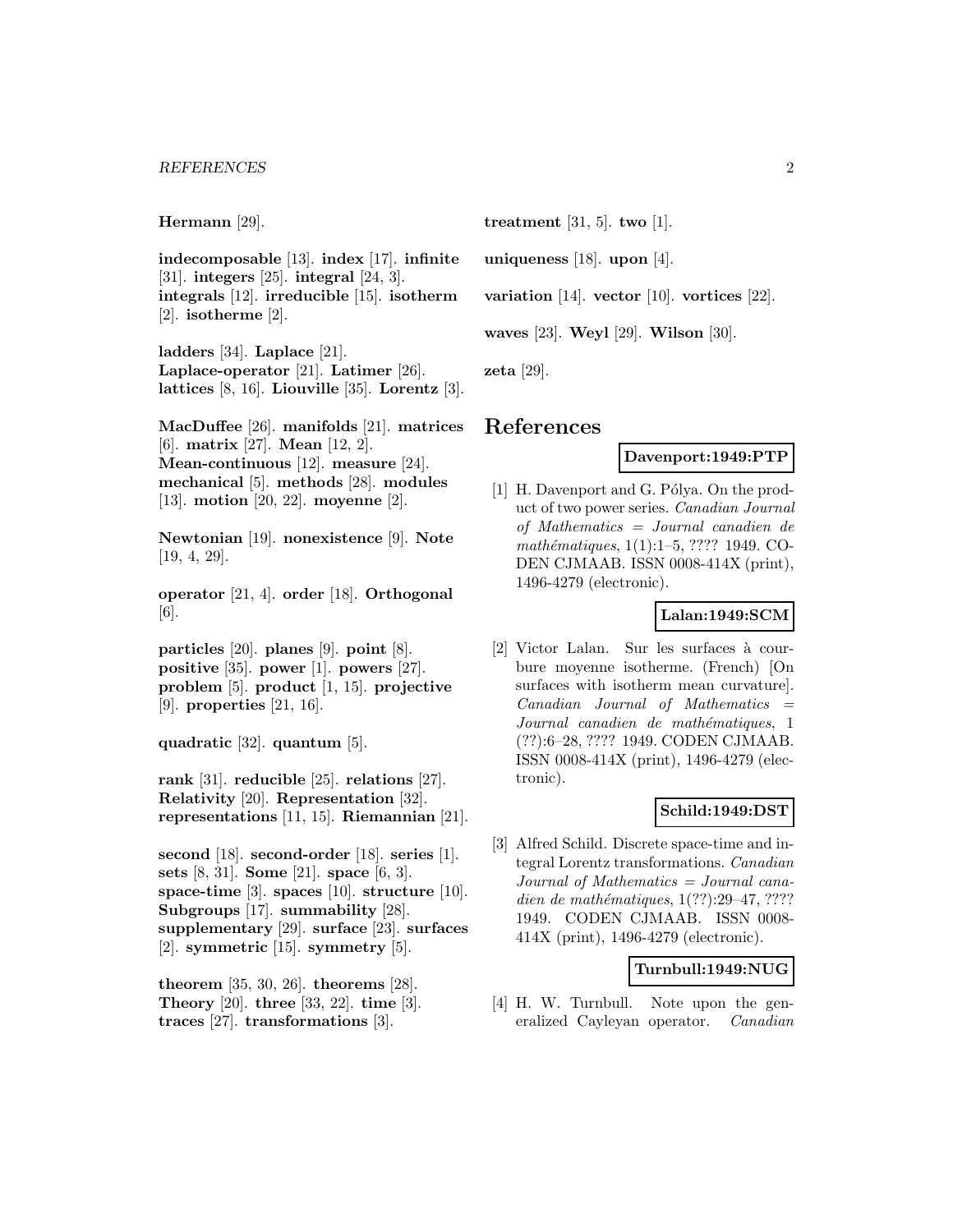**Hermann** [29].

**indecomposable** [13]. **index** [17]. **infinite** [31]. **integers** [25]. **integral** [24, 3]. **integrals** [12]. **irreducible** [15]. **isotherm** [2]. **isotherme** [2].

**ladders** [34]. **Laplace** [21]. **Laplace-operator** [21]. **Latimer** [26]. **lattices** [8, 16]. **Liouville** [35]. **Lorentz** [3].

**MacDuffee** [26]. **manifolds** [21]. **matrices** [6]. **matrix** [27]. **Mean** [12, 2]. **Mean-continuous** [12]. **measure** [24]. **mechanical** [5]. **methods** [28]. **modules** [13]. **motion** [20, 22]. **moyenne** [2].

**Newtonian** [19]. **nonexistence** [9]. **Note** [19, 4, 29].

**operator** [21, 4]. **order** [18]. **Orthogonal** [6].

**particles** [20]. **planes** [9]. **point** [8]. **positive** [35]. **power** [1]. **powers** [27]. **problem** [5]. **product** [1, 15]. **projective** [9]. **properties** [21, 16].

**quadratic** [32]. **quantum** [5].

**rank** [31]. **reducible** [25]. **relations** [27]. **Relativity** [20]. **Representation** [32]. **representations** [11, 15]. **Riemannian** [21].

**second** [18]. **second-order** [18]. **series** [1]. **sets** [8, 31]. **Some** [21]. **space** [6, 3]. **space-time** [3]. **spaces** [10]. **structure** [10]. **Subgroups** [17]. **summability** [28]. **supplementary** [29]. **surface** [23]. **surfaces** [2]. **symmetric** [15]. **symmetry** [5].

**theorem** [35, 30, 26]. **theorems** [28]. **Theory** [20]. **three** [33, 22]. **time** [3]. **traces** [27]. **transformations** [3].

**treatment** [31, 5]. **two** [1].

**uniqueness** [18]. **upon** [4].

**variation** [14]. **vector** [10]. **vortices** [22].

**waves** [23]. **Weyl** [29]. **Wilson** [30].

**zeta** [29].

# References

**Davenport:1949:PTP**

[1] H. Davenport and G. Pólya. On the product of two power series. *Canadian Journal of Mathematics = Journal canadien de mathématiques*, 1(1):1–5, ???? 1949. CODEN CJMAAB. ISSN 0008-414X (print), 1496-4279 (electronic).

**Lalan:1949:SCM**

[2] Victor Lalan. Sur les surfaces à courbure moyenne isotherme. (French) [On surfaces with isotherm mean curvature]. *Canadian Journal of Mathematics = Journal canadien de mathématiques*, 1 (??):6–28, ???? 1949. CODEN CJMAAB. ISSN 0008-414X (print), 1496-4279 (electronic).

**Schild:1949:DST**

[3] Alfred Schild. Discrete space-time and integral Lorentz transformations. *Canadian Journal of Mathematics = Journal canadien de mathématiques*, 1(??):29–47, ???? 1949. CODEN CJMAAB. ISSN 0008-414X (print), 1496-4279 (electronic).

**Turnbull:1949:NUG**

[4] H. W. Turnbull. Note upon the generalized Cayleyan operator. *Canadian*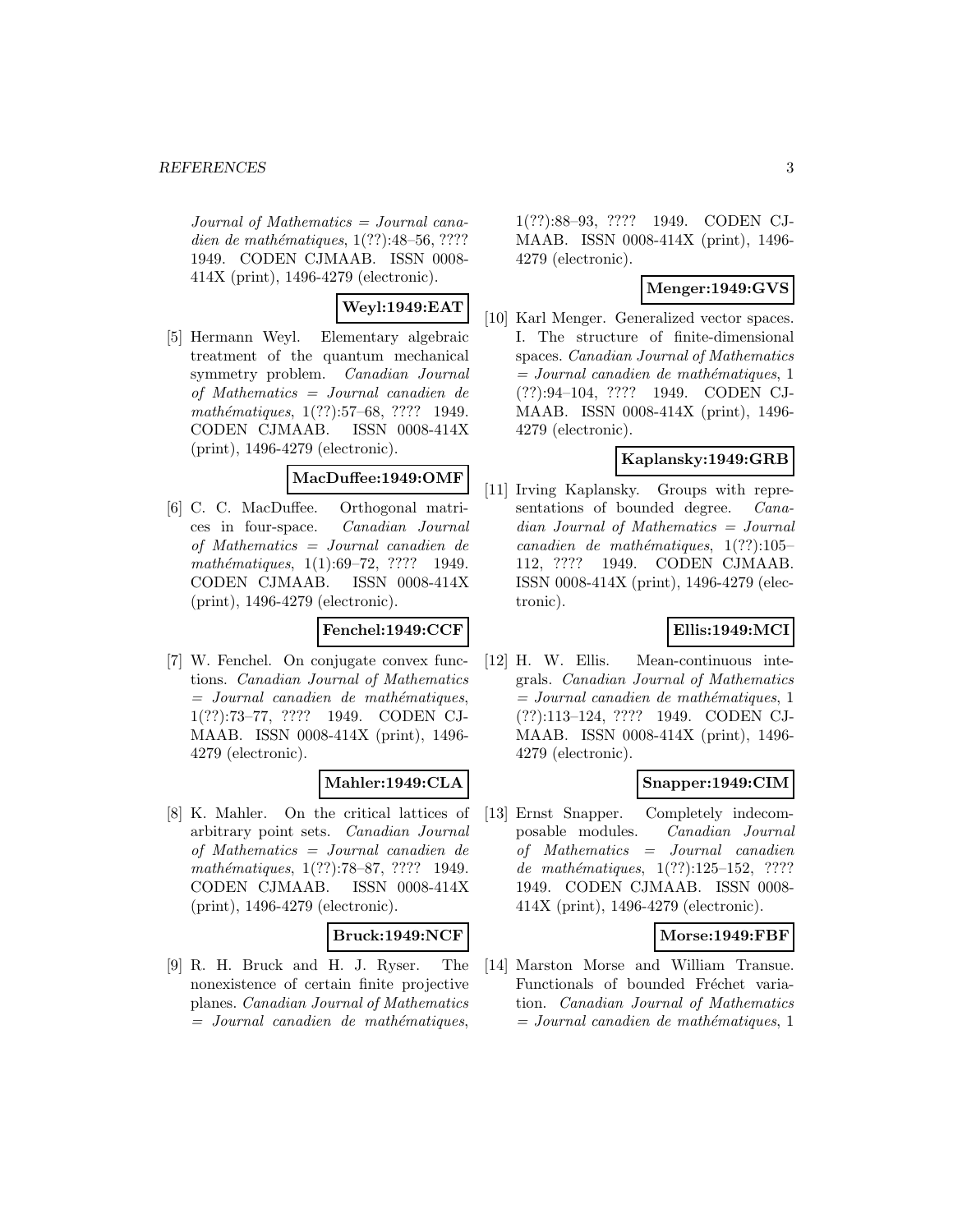*Journal of Mathematics = Journal canadien de mathématiques*, 1(??):48–56, ???? 1949. CODEN CJMAAB. ISSN 0008-414X (print), 1496-4279 (electronic).

**Weyl:1949:EAT**

[5] Hermann Weyl. Elementary algebraic treatment of the quantum mechanical symmetry problem. *Canadian Journal of Mathematics = Journal canadien de mathématiques*, 1(??):57–68, ???? 1949. CODEN CJMAAB. ISSN 0008-414X (print), 1496-4279 (electronic).

**MacDuffee:1949:OMF**

[6] C. C. MacDuffee. Orthogonal matrices in four-space. *Canadian Journal of Mathematics = Journal canadien de mathématiques*, 1(1):69–72, ???? 1949. CODEN CJMAAB. ISSN 0008-414X (print), 1496-4279 (electronic).

**Fenchel:1949:CCF**

[7] W. Fenchel. On conjugate convex functions. *Canadian Journal of Mathematics = Journal canadien de mathématiques*, 1(??):73–77, ???? 1949. CODEN CJMAAB. ISSN 0008-414X (print), 1496-4279 (electronic).

**Mahler:1949:CLA**

[8] K. Mahler. On the critical lattices of arbitrary point sets. *Canadian Journal of Mathematics = Journal canadien de mathématiques*, 1(??):78–87, ???? 1949. CODEN CJMAAB. ISSN 0008-414X (print), 1496-4279 (electronic).

**Bruck:1949:NCF**

[9] R. H. Bruck and H. J. Ryser. The nonexistence of certain finite projective planes. *Canadian Journal of Mathematics = Journal canadien de mathématiques*, 1(??):88–93, ???? 1949. CODEN CJMAAB. ISSN 0008-414X (print), 1496-4279 (electronic).

**Menger:1949:GVS**

[10] Karl Menger. Generalized vector spaces. I. The structure of finite-dimensional spaces. *Canadian Journal of Mathematics = Journal canadien de mathématiques*, 1 (??):94–104, ???? 1949. CODEN CJMAAB. ISSN 0008-414X (print), 1496-4279 (electronic).

**Kaplansky:1949:GRB**

[11] Irving Kaplansky. Groups with representations of bounded degree. *Canadian Journal of Mathematics = Journal canadien de mathématiques*, 1(??):105–112, ???? 1949. CODEN CJMAAB. ISSN 0008-414X (print), 1496-4279 (electronic).

**Ellis:1949:MCI**

[12] H. W. Ellis. Mean-continuous integrals. *Canadian Journal of Mathematics = Journal canadien de mathématiques*, 1 (??):113–124, ???? 1949. CODEN CJMAAB. ISSN 0008-414X (print), 1496-4279 (electronic).

**Snapper:1949:CIM**

[13] Ernst Snapper. Completely indecomposable modules. *Canadian Journal of Mathematics = Journal canadien de mathématiques*, 1(??):125–152, ???? 1949. CODEN CJMAAB. ISSN 0008-414X (print), 1496-4279 (electronic).

**Morse:1949:FBF**

[14] Marston Morse and William Transue. Functionals of bounded Fréchet variation. *Canadian Journal of Mathematics = Journal canadien de mathématiques*, 1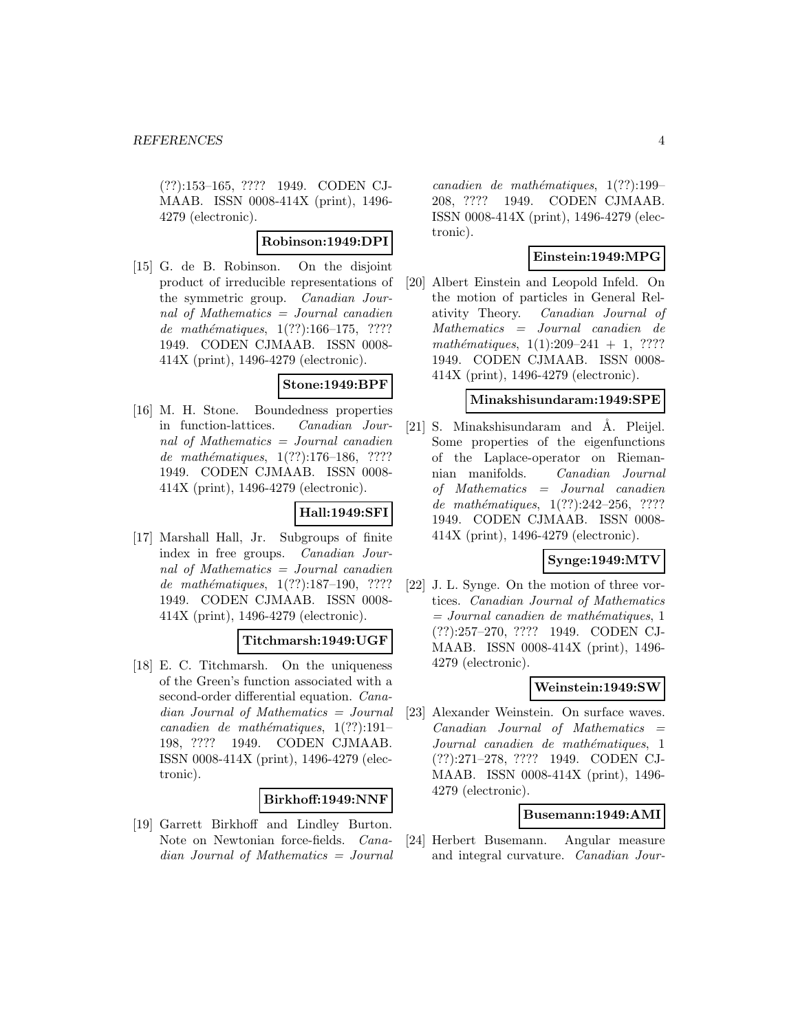(??):153–165, ???? 1949. CODEN CJMAAB. ISSN 0008-414X (print), 1496-4279 (electronic).

**Robinson:1949:DPI**

[15] G. de B. Robinson. On the disjoint product of irreducible representations of the symmetric group. *Canadian Journal of Mathematics = Journal canadien de mathématiques*, 1(??):166–175, ???? 1949. CODEN CJMAAB. ISSN 0008-414X (print), 1496-4279 (electronic).

**Stone:1949:BPF**

[16] M. H. Stone. Boundedness properties in function-lattices. *Canadian Journal of Mathematics = Journal canadien de mathématiques*, 1(??):176–186, ???? 1949. CODEN CJMAAB. ISSN 0008-414X (print), 1496-4279 (electronic).

**Hall:1949:SFI**

[17] Marshall Hall, Jr. Subgroups of finite index in free groups. *Canadian Journal of Mathematics = Journal canadien de mathématiques*, 1(??):187–190, ???? 1949. CODEN CJMAAB. ISSN 0008-414X (print), 1496-4279 (electronic).

**Titchmarsh:1949:UGF**

[18] E. C. Titchmarsh. On the uniqueness of the Green's function associated with a second-order differential equation. *Canadian Journal of Mathematics = Journal canadien de mathématiques*, 1(??):191–198, ???? 1949. CODEN CJMAAB. ISSN 0008-414X (print), 1496-4279 (electronic).

**Birkhoff:1949:NNF**

[19] Garrett Birkhoff and Lindley Burton. Note on Newtonian force-fields. *Canadian Journal of Mathematics = Journal canadien de mathématiques*, 1(??):199–208, ???? 1949. CODEN CJMAAB. ISSN 0008-414X (print), 1496-4279 (electronic).

**Einstein:1949:MPG**

[20] Albert Einstein and Leopold Infeld. On the motion of particles in General Relativity Theory. *Canadian Journal of Mathematics = Journal canadien de mathématiques*, 1(1):209–241 + 1, ???? 1949. CODEN CJMAAB. ISSN 0008-414X (print), 1496-4279 (electronic).

**Minakshisundaram:1949:SPE**

[21] S. Minakshisundaram and Å. Pleijel. Some properties of the eigenfunctions of the Laplace-operator on Riemannian manifolds. *Canadian Journal of Mathematics = Journal canadien de mathématiques*, 1(??):242–256, ???? 1949. CODEN CJMAAB. ISSN 0008-414X (print), 1496-4279 (electronic).

**Synge:1949:MTV**

[22] J. L. Synge. On the motion of three vortices. *Canadian Journal of Mathematics = Journal canadien de mathématiques*, 1(??):257–270, ???? 1949. CODEN CJMAAB. ISSN 0008-414X (print), 1496-4279 (electronic).

**Weinstein:1949:SW**

[23] Alexander Weinstein. On surface waves. *Canadian Journal of Mathematics = Journal canadien de mathématiques*, 1(??):271–278, ???? 1949. CODEN CJMAAB. ISSN 0008-414X (print), 1496-4279 (electronic).

**Busemann:1949:AMI**

[24] Herbert Busemann. Angular measure and integral curvature. *Canadian Jour-*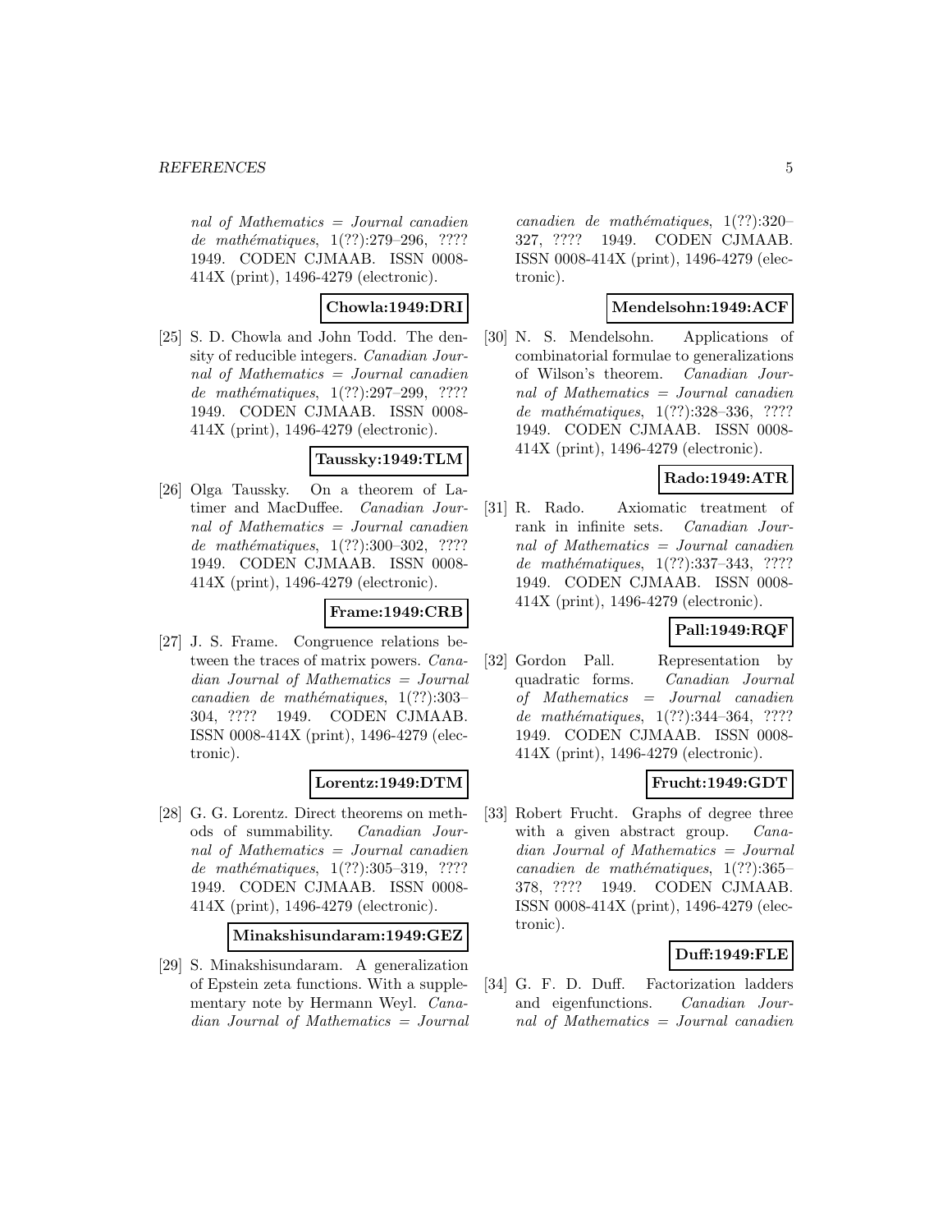*nal of Mathematics = Journal canadien de mathématiques*, 1(??):279–296, ???? 1949. CODEN CJMAAB. ISSN 0008-414X (print), 1496-4279 (electronic).

**Chowla:1949:DRI**

[25] S. D. Chowla and John Todd. The density of reducible integers. *Canadian Journal of Mathematics = Journal canadien de mathématiques*, 1(??):297–299, ???? 1949. CODEN CJMAAB. ISSN 0008-414X (print), 1496-4279 (electronic).

**Taussky:1949:TLM**

[26] Olga Taussky. On a theorem of Latimer and MacDuffee. *Canadian Journal of Mathematics = Journal canadien de mathématiques*, 1(??):300–302, ???? 1949. CODEN CJMAAB. ISSN 0008-414X (print), 1496-4279 (electronic).

**Frame:1949:CRB**

[27] J. S. Frame. Congruence relations between the traces of matrix powers. *Canadian Journal of Mathematics = Journal canadien de mathématiques*, 1(??):303–304, ???? 1949. CODEN CJMAAB. ISSN 0008-414X (print), 1496-4279 (electronic).

**Lorentz:1949:DTM**

[28] G. G. Lorentz. Direct theorems on methods of summability. *Canadian Journal of Mathematics = Journal canadien de mathématiques*, 1(??):305–319, ???? 1949. CODEN CJMAAB. ISSN 0008-414X (print), 1496-4279 (electronic).

**Minakshisundaram:1949:GEZ**

[29] S. Minakshisundaram. A generalization of Epstein zeta functions. With a supplementary note by Hermann Weyl. *Canadian Journal of Mathematics = Journal canadien de mathématiques*, 1(??):320–327, ???? 1949. CODEN CJMAAB. ISSN 0008-414X (print), 1496-4279 (electronic).

**Mendelsohn:1949:ACF**

[30] N. S. Mendelsohn. Applications of combinatorial formulae to generalizations of Wilson's theorem. *Canadian Journal of Mathematics = Journal canadien de mathématiques*, 1(??):328–336, ???? 1949. CODEN CJMAAB. ISSN 0008-414X (print), 1496-4279 (electronic).

**Rado:1949:ATR**

[31] R. Rado. Axiomatic treatment of rank in infinite sets. *Canadian Journal of Mathematics = Journal canadien de mathématiques*, 1(??):337–343, ???? 1949. CODEN CJMAAB. ISSN 0008-414X (print), 1496-4279 (electronic).

**Pall:1949:RQF**

[32] Gordon Pall. Representation by quadratic forms. *Canadian Journal of Mathematics = Journal canadien de mathématiques*, 1(??):344–364, ???? 1949. CODEN CJMAAB. ISSN 0008-414X (print), 1496-4279 (electronic).

**Frucht:1949:GDT**

[33] Robert Frucht. Graphs of degree three with a given abstract group. *Canadian Journal of Mathematics = Journal canadien de mathématiques*, 1(??):365–378, ???? 1949. CODEN CJMAAB. ISSN 0008-414X (print), 1496-4279 (electronic).

**Duff:1949:FLE**

[34] G. F. D. Duff. Factorization ladders and eigenfunctions. *Canadian Journal of Mathematics = Journal canadien*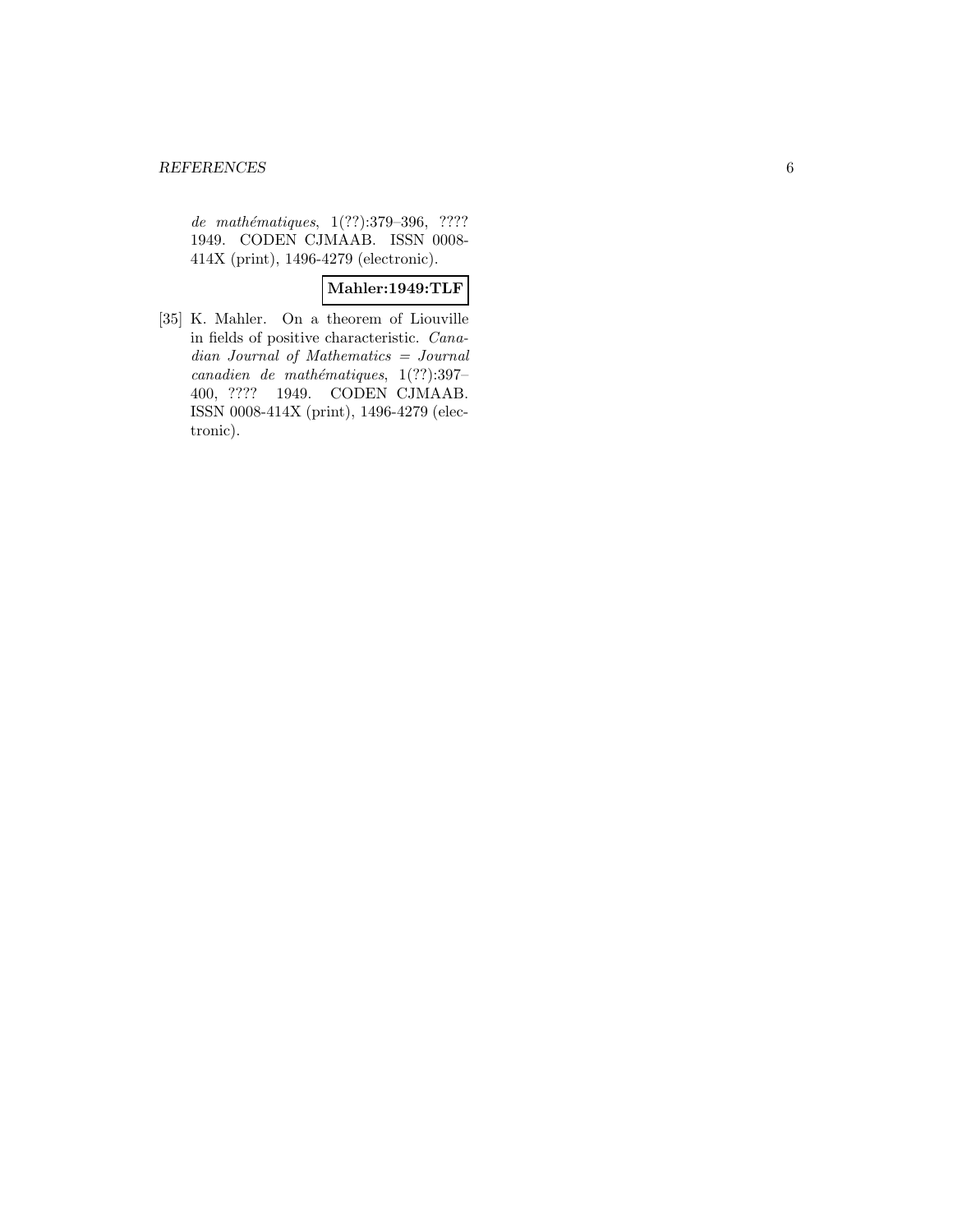*de mathématiques*, 1(??):379–396, ???? 1949. CODEN CJMAAB. ISSN 0008-414X (print), 1496-4279 (electronic).

**Mahler:1949:TLF**

[35] K. Mahler. On a theorem of Liouville in fields of positive characteristic. *Canadian Journal of Mathematics = Journal canadien de mathématiques*, 1(??):397–400, ???? 1949. CODEN CJMAAB. ISSN 0008-414X (print), 1496-4279 (electronic).